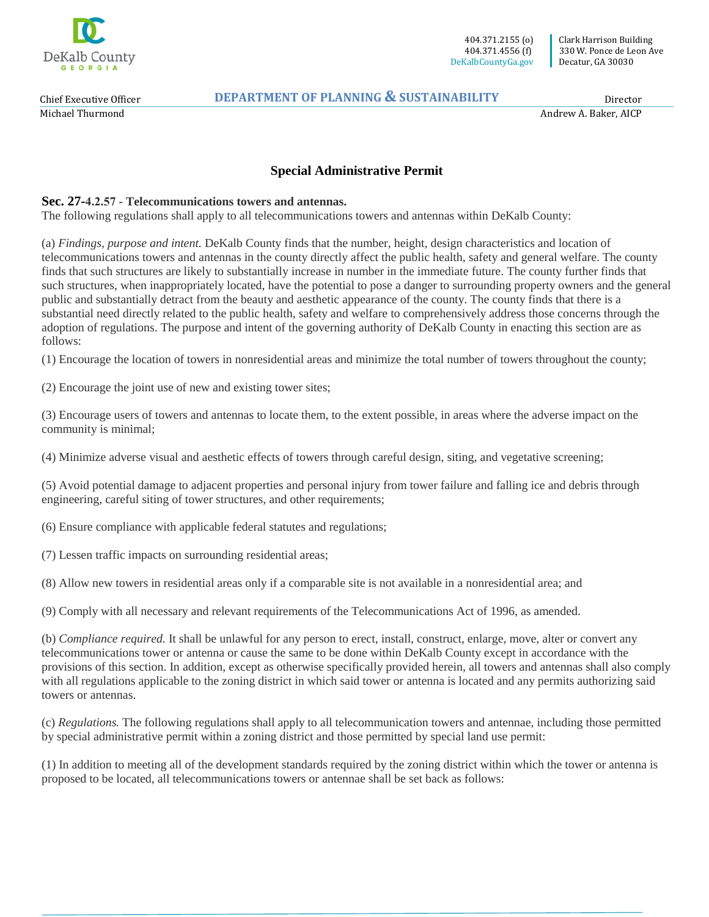DeKalb County GEORGIA

404.371.2155 (o)
404.371.4556 (f)
DeKalbCountyGa.gov

Clark Harrison Building
330 W. Ponce de Leon Ave
Decatur, GA 30030

Chief Executive Officer
Michael Thurmond

**DEPARTMENT OF PLANNING & SUSTAINABILITY**

Director
Andrew A. Baker, AICP

# Special Administrative Permit

**Sec. 27-4.2.57 - Telecommunications towers and antennas.**

The following regulations shall apply to all telecommunications towers and antennas within DeKalb County:

(a) *Findings, purpose and intent.* DeKalb County finds that the number, height, design characteristics and location of telecommunications towers and antennas in the county directly affect the public health, safety and general welfare. The county finds that such structures are likely to substantially increase in number in the immediate future. The county further finds that such structures, when inappropriately located, have the potential to pose a danger to surrounding property owners and the general public and substantially detract from the beauty and aesthetic appearance of the county. The county finds that there is a substantial need directly related to the public health, safety and welfare to comprehensively address those concerns through the adoption of regulations. The purpose and intent of the governing authority of DeKalb County in enacting this section are as follows:

(1) Encourage the location of towers in nonresidential areas and minimize the total number of towers throughout the county;

(2) Encourage the joint use of new and existing tower sites;

(3) Encourage users of towers and antennas to locate them, to the extent possible, in areas where the adverse impact on the community is minimal;

(4) Minimize adverse visual and aesthetic effects of towers through careful design, siting, and vegetative screening;

(5) Avoid potential damage to adjacent properties and personal injury from tower failure and falling ice and debris through engineering, careful siting of tower structures, and other requirements;

(6) Ensure compliance with applicable federal statutes and regulations;

(7) Lessen traffic impacts on surrounding residential areas;

(8) Allow new towers in residential areas only if a comparable site is not available in a nonresidential area; and

(9) Comply with all necessary and relevant requirements of the Telecommunications Act of 1996, as amended.

(b) *Compliance required.* It shall be unlawful for any person to erect, install, construct, enlarge, move, alter or convert any telecommunications tower or antenna or cause the same to be done within DeKalb County except in accordance with the provisions of this section. In addition, except as otherwise specifically provided herein, all towers and antennas shall also comply with all regulations applicable to the zoning district in which said tower or antenna is located and any permits authorizing said towers or antennas.

(c) *Regulations.* The following regulations shall apply to all telecommunication towers and antennae, including those permitted by special administrative permit within a zoning district and those permitted by special land use permit:

(1) In addition to meeting all of the development standards required by the zoning district within which the tower or antenna is proposed to be located, all telecommunications towers or antennae shall be set back as follows: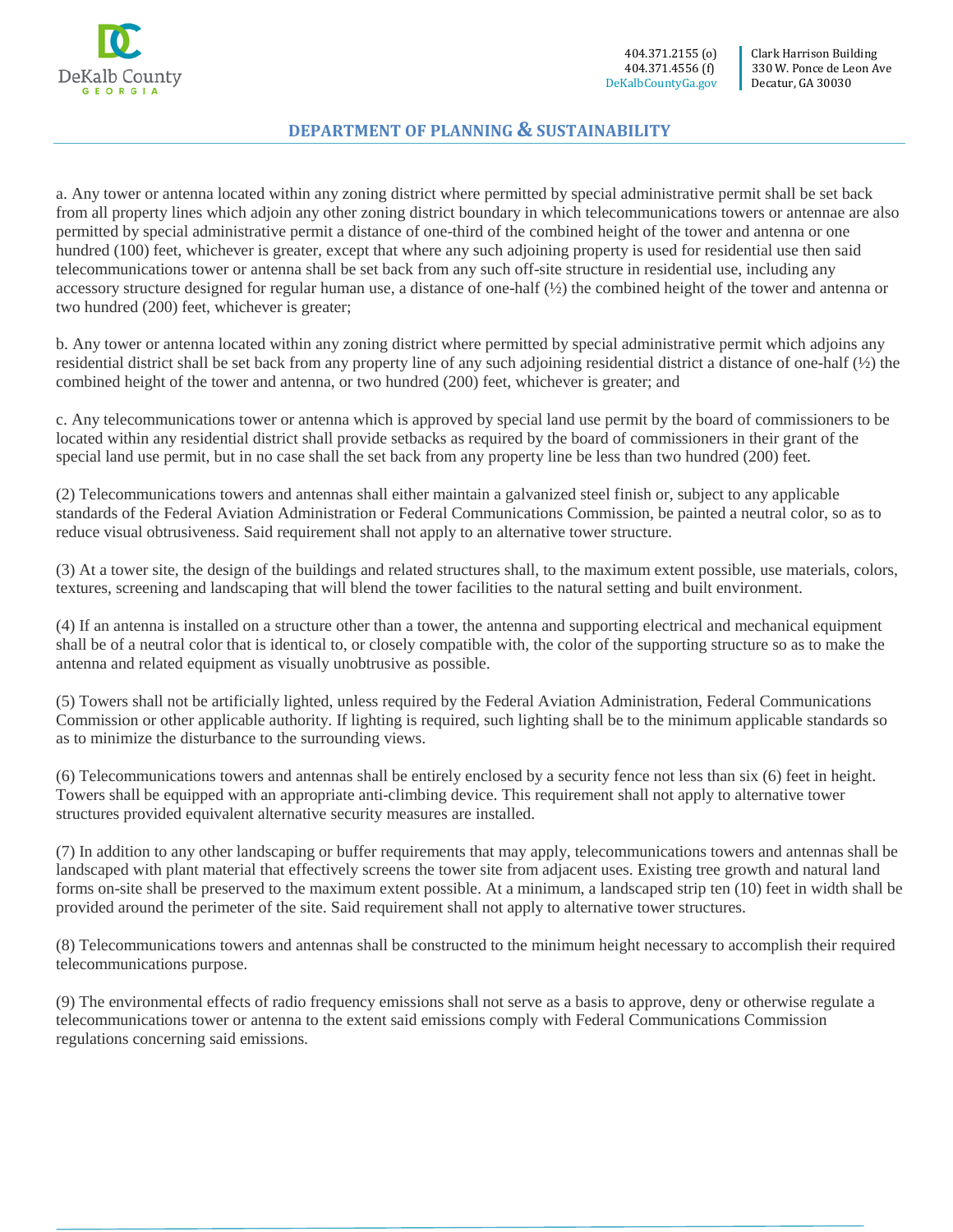a. Any tower or antenna located within any zoning district where permitted by special administrative permit shall be set back from all property lines which adjoin any other zoning district boundary in which telecommunications towers or antennae are also permitted by special administrative permit a distance of one-third of the combined height of the tower and antenna or one hundred (100) feet, whichever is greater, except that where any such adjoining property is used for residential use then said telecommunications tower or antenna shall be set back from any such off-site structure in residential use, including any accessory structure designed for regular human use, a distance of one-half (½) the combined height of the tower and antenna or two hundred (200) feet, whichever is greater;

b. Any tower or antenna located within any zoning district where permitted by special administrative permit which adjoins any residential district shall be set back from any property line of any such adjoining residential district a distance of one-half (½) the combined height of the tower and antenna, or two hundred (200) feet, whichever is greater; and

c. Any telecommunications tower or antenna which is approved by special land use permit by the board of commissioners to be located within any residential district shall provide setbacks as required by the board of commissioners in their grant of the special land use permit, but in no case shall the set back from any property line be less than two hundred (200) feet.

(2) Telecommunications towers and antennas shall either maintain a galvanized steel finish or, subject to any applicable standards of the Federal Aviation Administration or Federal Communications Commission, be painted a neutral color, so as to reduce visual obtrusiveness. Said requirement shall not apply to an alternative tower structure.

(3) At a tower site, the design of the buildings and related structures shall, to the maximum extent possible, use materials, colors, textures, screening and landscaping that will blend the tower facilities to the natural setting and built environment.

(4) If an antenna is installed on a structure other than a tower, the antenna and supporting electrical and mechanical equipment shall be of a neutral color that is identical to, or closely compatible with, the color of the supporting structure so as to make the antenna and related equipment as visually unobtrusive as possible.

(5) Towers shall not be artificially lighted, unless required by the Federal Aviation Administration, Federal Communications Commission or other applicable authority. If lighting is required, such lighting shall be to the minimum applicable standards so as to minimize the disturbance to the surrounding views.

(6) Telecommunications towers and antennas shall be entirely enclosed by a security fence not less than six (6) feet in height. Towers shall be equipped with an appropriate anti-climbing device. This requirement shall not apply to alternative tower structures provided equivalent alternative security measures are installed.

(7) In addition to any other landscaping or buffer requirements that may apply, telecommunications towers and antennas shall be landscaped with plant material that effectively screens the tower site from adjacent uses. Existing tree growth and natural land forms on-site shall be preserved to the maximum extent possible. At a minimum, a landscaped strip ten (10) feet in width shall be provided around the perimeter of the site. Said requirement shall not apply to alternative tower structures.

(8) Telecommunications towers and antennas shall be constructed to the minimum height necessary to accomplish their required telecommunications purpose.

(9) The environmental effects of radio frequency emissions shall not serve as a basis to approve, deny or otherwise regulate a telecommunications tower or antenna to the extent said emissions comply with Federal Communications Commission regulations concerning said emissions.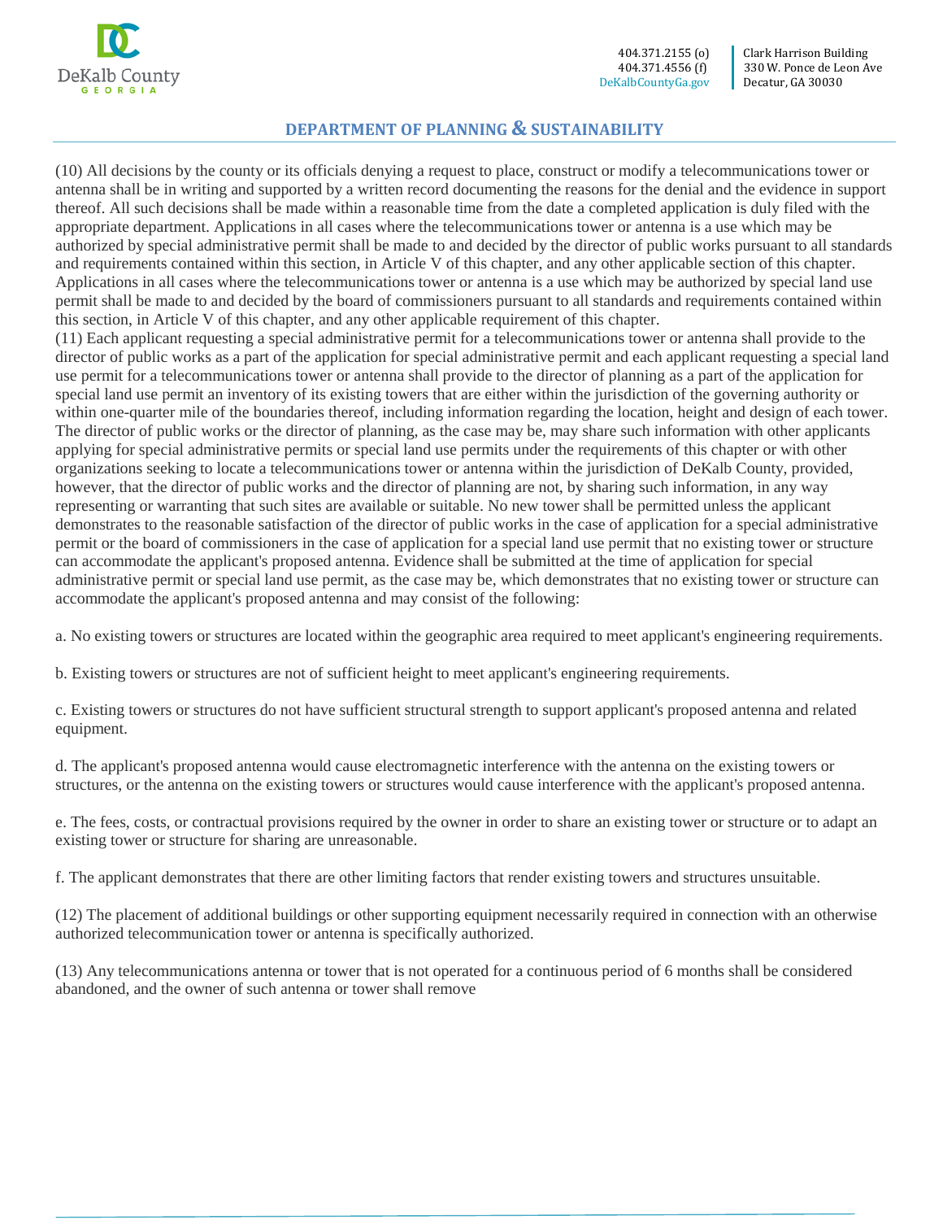(10) All decisions by the county or its officials denying a request to place, construct or modify a telecommunications tower or antenna shall be in writing and supported by a written record documenting the reasons for the denial and the evidence in support thereof. All such decisions shall be made within a reasonable time from the date a completed application is duly filed with the appropriate department. Applications in all cases where the telecommunications tower or antenna is a use which may be authorized by special administrative permit shall be made to and decided by the director of public works pursuant to all standards and requirements contained within this section, in Article V of this chapter, and any other applicable section of this chapter. Applications in all cases where the telecommunications tower or antenna is a use which may be authorized by special land use permit shall be made to and decided by the board of commissioners pursuant to all standards and requirements contained within this section, in Article V of this chapter, and any other applicable requirement of this chapter.

(11) Each applicant requesting a special administrative permit for a telecommunications tower or antenna shall provide to the director of public works as a part of the application for special administrative permit and each applicant requesting a special land use permit for a telecommunications tower or antenna shall provide to the director of planning as a part of the application for special land use permit an inventory of its existing towers that are either within the jurisdiction of the governing authority or within one-quarter mile of the boundaries thereof, including information regarding the location, height and design of each tower. The director of public works or the director of planning, as the case may be, may share such information with other applicants applying for special administrative permits or special land use permits under the requirements of this chapter or with other organizations seeking to locate a telecommunications tower or antenna within the jurisdiction of DeKalb County, provided, however, that the director of public works and the director of planning are not, by sharing such information, in any way representing or warranting that such sites are available or suitable. No new tower shall be permitted unless the applicant demonstrates to the reasonable satisfaction of the director of public works in the case of application for a special administrative permit or the board of commissioners in the case of application for a special land use permit that no existing tower or structure can accommodate the applicant's proposed antenna. Evidence shall be submitted at the time of application for special administrative permit or special land use permit, as the case may be, which demonstrates that no existing tower or structure can accommodate the applicant's proposed antenna and may consist of the following:

a. No existing towers or structures are located within the geographic area required to meet applicant's engineering requirements.

b. Existing towers or structures are not of sufficient height to meet applicant's engineering requirements.

c. Existing towers or structures do not have sufficient structural strength to support applicant's proposed antenna and related equipment.

d. The applicant's proposed antenna would cause electromagnetic interference with the antenna on the existing towers or structures, or the antenna on the existing towers or structures would cause interference with the applicant's proposed antenna.

e. The fees, costs, or contractual provisions required by the owner in order to share an existing tower or structure or to adapt an existing tower or structure for sharing are unreasonable.

f. The applicant demonstrates that there are other limiting factors that render existing towers and structures unsuitable.

(12) The placement of additional buildings or other supporting equipment necessarily required in connection with an otherwise authorized telecommunication tower or antenna is specifically authorized.

(13) Any telecommunications antenna or tower that is not operated for a continuous period of 6 months shall be considered abandoned, and the owner of such antenna or tower shall remove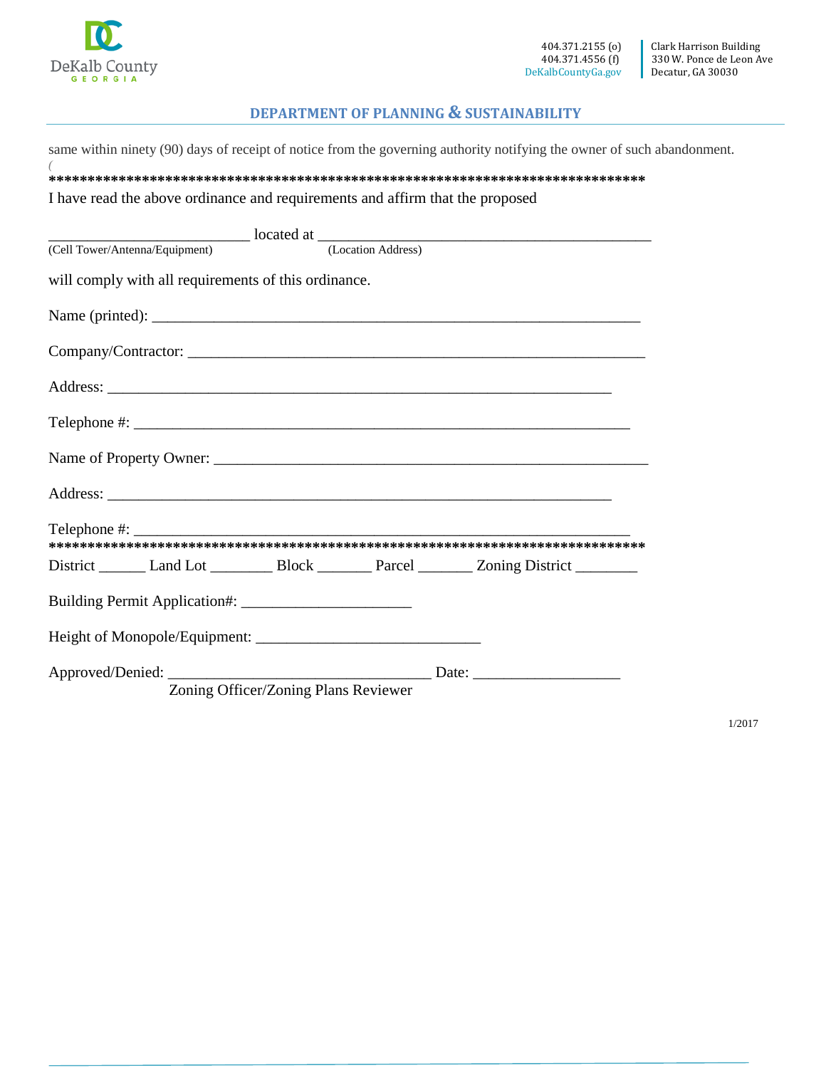same within ninety (90) days of receipt of notice from the governing authority notifying the owner of such abandonment.

(

*******************************************************************************

I have read the above ordinance and requirements and affirm that the proposed

___________________________ located at _____________________________________________
(Cell Tower/Antenna/Equipment) (Location Address)

will comply with all requirements of this ordinance.

Name (printed): _________________________________________________________________

Company/Contractor: _____________________________________________________________

Address: ____________________________________________________________________

Telephone #: _________________________________________________________________

Name of Property Owner: _________________________________________________________

Address: ____________________________________________________________________

Telephone #: _________________________________________________________________

*******************************************************************************

District ______ Land Lot ________ Block _______ Parcel _______ Zoning District ________

Building Permit Application#: ______________________

Height of Monopole/Equipment: _____________________________

Approved/Denied: __________________________________ Date: ___________________
Zoning Officer/Zoning Plans Reviewer

1/2017